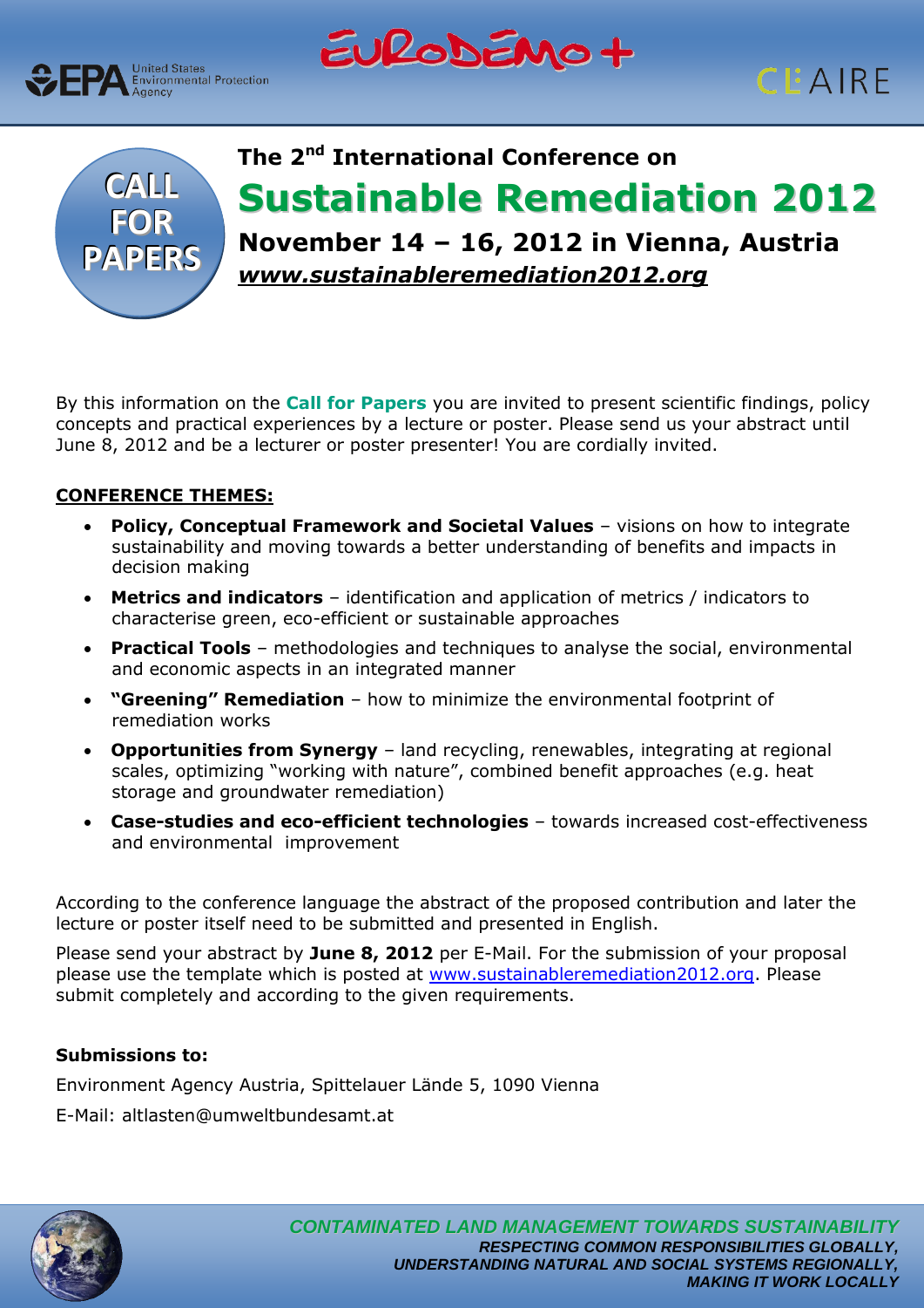EPA United States Environmental Protection Agency

EURODEMO+

CL:AIRE

CALL FOR PAPERS

## The 2nd International Conference on

# Sustainable Remediation 2012

## November 14 – 16, 2012 in Vienna, Austria

***www.sustainableremediation2012.org***

By this information on the **Call for Papers** you are invited to present scientific findings, policy concepts and practical experiences by a lecture or poster. Please send us your abstract until June 8, 2012 and be a lecturer or poster presenter! You are cordially invited.

**CONFERENCE THEMES:**

- **Policy, Conceptual Framework and Societal Values** – visions on how to integrate sustainability and moving towards a better understanding of benefits and impacts in decision making
- **Metrics and indicators** – identification and application of metrics / indicators to characterise green, eco-efficient or sustainable approaches
- **Practical Tools** – methodologies and techniques to analyse the social, environmental and economic aspects in an integrated manner
- **"Greening" Remediation** – how to minimize the environmental footprint of remediation works
- **Opportunities from Synergy** – land recycling, renewables, integrating at regional scales, optimizing "working with nature", combined benefit approaches (e.g. heat storage and groundwater remediation)
- **Case-studies and eco-efficient technologies** – towards increased cost-effectiveness and environmental improvement

According to the conference language the abstract of the proposed contribution and later the lecture or poster itself need to be submitted and presented in English.

Please send your abstract by **June 8, 2012** per E-Mail. For the submission of your proposal please use the template which is posted at www.sustainableremediation2012.org. Please submit completely and according to the given requirements.

**Submissions to:**

Environment Agency Austria, Spittelauer Lände 5, 1090 Vienna

E-Mail: altlasten@umweltbundesamt.at

***CONTAMINATED LAND MANAGEMENT TOWARDS SUSTAINABILITY***

***RESPECTING COMMON RESPONSIBILITIES GLOBALLY,***
***UNDERSTANDING NATURAL AND SOCIAL SYSTEMS REGIONALLY,***
***MAKING IT WORK LOCALLY***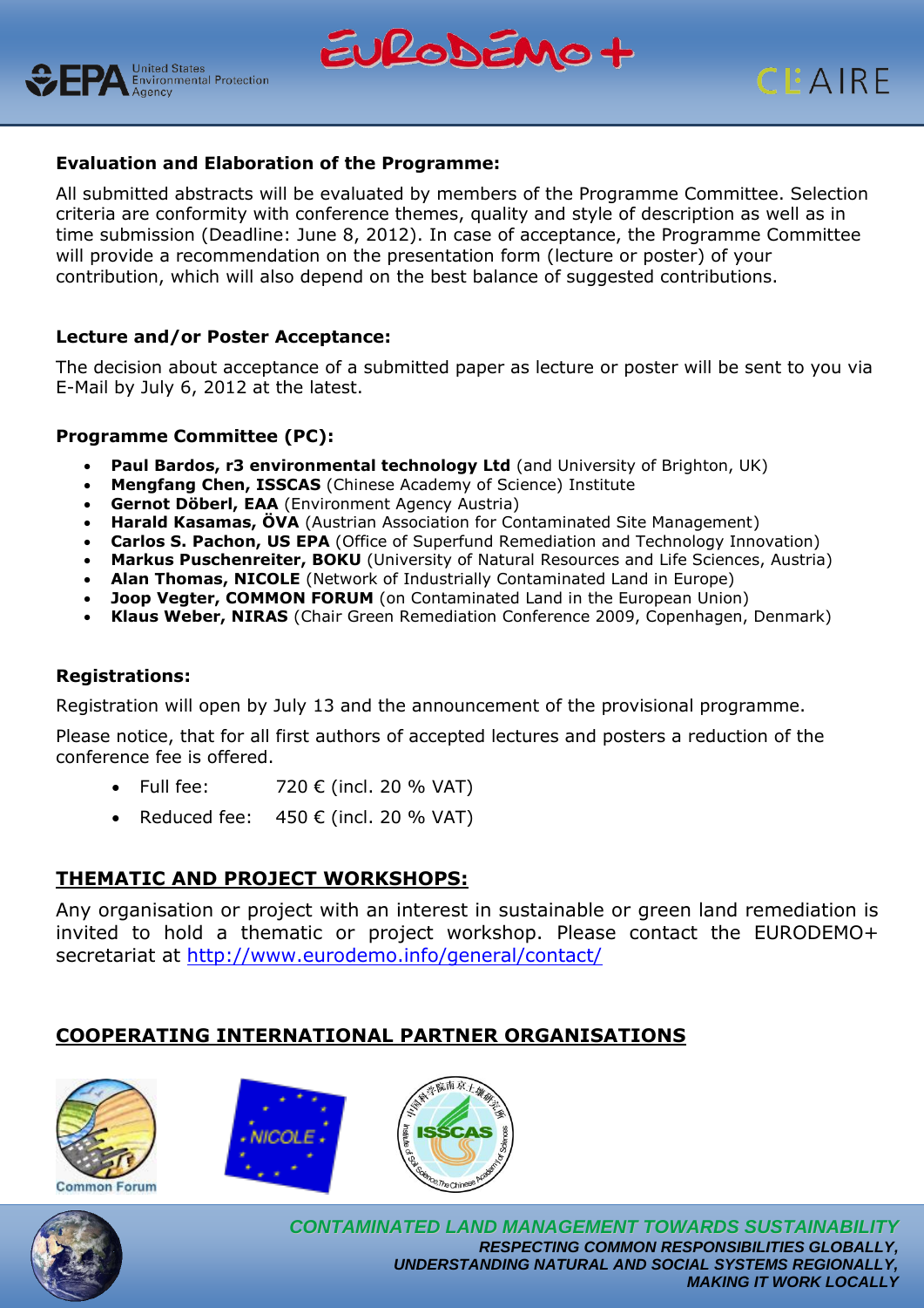### Evaluation and Elaboration of the Programme:

All submitted abstracts will be evaluated by members of the Programme Committee. Selection criteria are conformity with conference themes, quality and style of description as well as in time submission (Deadline: June 8, 2012). In case of acceptance, the Programme Committee will provide a recommendation on the presentation form (lecture or poster) of your contribution, which will also depend on the best balance of suggested contributions.

### Lecture and/or Poster Acceptance:

The decision about acceptance of a submitted paper as lecture or poster will be sent to you via E-Mail by July 6, 2012 at the latest.

### Programme Committee (PC):

- **Paul Bardos, r3 environmental technology Ltd** (and University of Brighton, UK)
- **Mengfang Chen, ISSCAS** (Chinese Academy of Science) Institute
- **Gernot Döberl, EAA** (Environment Agency Austria)
- **Harald Kasamas, ÖVA** (Austrian Association for Contaminated Site Management)
- **Carlos S. Pachon, US EPA** (Office of Superfund Remediation and Technology Innovation)
- **Markus Puschenreiter, BOKU** (University of Natural Resources and Life Sciences, Austria)
- **Alan Thomas, NICOLE** (Network of Industrially Contaminated Land in Europe)
- **Joop Vegter, COMMON FORUM** (on Contaminated Land in the European Union)
- **Klaus Weber, NIRAS** (Chair Green Remediation Conference 2009, Copenhagen, Denmark)

### Registrations:

Registration will open by July 13 and the announcement of the provisional programme.

Please notice, that for all first authors of accepted lectures and posters a reduction of the conference fee is offered.

- Full fee: 720 € (incl. 20 % VAT)
- Reduced fee: 450 € (incl. 20 % VAT)

## THEMATIC AND PROJECT WORKSHOPS:

Any organisation or project with an interest in sustainable or green land remediation is invited to hold a thematic or project workshop. Please contact the EURODEMO+ secretariat at http://www.eurodemo.info/general/contact/

## COOPERATING INTERNATIONAL PARTNER ORGANISATIONS

Common Forum

NICOLE

ISSCAS

**CONTAMINATED LAND MANAGEMENT TOWARDS SUSTAINABILITY**

*RESPECTING COMMON RESPONSIBILITIES GLOBALLY,*
*UNDERSTANDING NATURAL AND SOCIAL SYSTEMS REGIONALLY,*
*MAKING IT WORK LOCALLY*